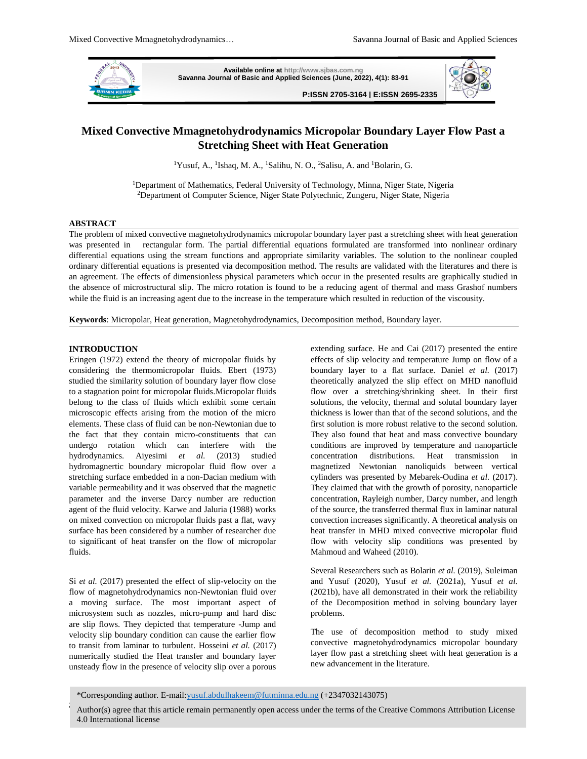# Mixed Convective Mmagnetohydrodynamics Micropolar Boundary Layer Flow Past a Stretching Sheet with Heat Generation

[1]Yusuf, A., [1]Ishaq, M. A., [1]Salihu, N. O., [2]Salisu, A. and [1]Bolarin, G.

[1]Department of Mathematics, Federal University of Technology, Minna, Niger State, Nigeria
[2]Department of Computer Science, Niger State Polytechnic, Zungeru, Niger State, Nigeria

## ABSTRACT

The problem of mixed convective magnetohydrodynamics micropolar boundary layer past a stretching sheet with heat generation was presented in rectangular form. The partial differential equations formulated are transformed into nonlinear ordinary differential equations using the stream functions and appropriate similarity variables. The solution to the nonlinear coupled ordinary differential equations is presented via decomposition method. The results are validated with the literatures and there is an agreement. The effects of dimensionless physical parameters which occur in the presented results are graphically studied in the absence of microstructural slip. The micro rotation is found to be a reducing agent of thermal and mass Grashof numbers while the fluid is an increasing agent due to the increase in the temperature which resulted in reduction of the viscosity.

**Keywords**: Micropolar, Heat generation, Magnetohydrodynamics, Decomposition method, Boundary layer.

## INTRODUCTION

Eringen (1972) extend the theory of micropolar fluids by considering the thermomicropolar fluids. Ebert (1973) studied the similarity solution of boundary layer flow close to a stagnation point for micropolar fluids.Micropolar fluids belong to the class of fluids which exhibit some certain microscopic effects arising from the motion of the micro elements. These class of fluid can be non-Newtonian due to the fact that they contain micro-constituents that can undergo rotation which can interfere with the hydrodynamics. Aiyesimi *et al.* (2013) studied hydromagnertic boundary micropolar fluid flow over a stretching surface embedded in a non-Dacian medium with variable permeability and it was observed that the magnetic parameter and the inverse Darcy number are reduction agent of the fluid velocity. Karwe and Jaluria (1988) works on mixed convection on micropolar fluids past a flat, wavy surface has been considered by a number of researcher due to significant of heat transfer on the flow of micropolar fluids.

Si *et al.* (2017) presented the effect of slip-velocity on the flow of magnetohydrodynamics non-Newtonian fluid over a moving surface. The most important aspect of microsystem such as nozzles, micro-pump and hard disc are slip flows. They depicted that temperature -Jump and velocity slip boundary condition can cause the earlier flow to transit from laminar to turbulent. Hosseini *et al.* (2017) numerically studied the Heat transfer and boundary layer unsteady flow in the presence of velocity slip over a porous extending surface. He and Cai (2017) presented the entire effects of slip velocity and temperature Jump on flow of a boundary layer to a flat surface. Daniel *et al.* (2017) theoretically analyzed the slip effect on MHD nanofluid flow over a stretching/shrinking sheet. In their first solutions, the velocity, thermal and solutal boundary layer thickness is lower than that of the second solutions, and the first solution is more robust relative to the second solution. They also found that heat and mass convective boundary conditions are improved by temperature and nanoparticle concentration distributions. Heat transmission in magnetized Newtonian nanoliquids between vertical cylinders was presented by Mebarek-Oudina *et al.* (2017). They claimed that with the growth of porosity, nanoparticle concentration, Rayleigh number, Darcy number, and length of the source, the transferred thermal flux in laminar natural convection increases significantly. A theoretical analysis on heat transfer in MHD mixed convective micropolar fluid flow with velocity slip conditions was presented by Mahmoud and Waheed (2010).

Several Researchers such as Bolarin *et al.* (2019), Suleiman and Yusuf (2020), Yusuf *et al.* (2021a), Yusuf *et al.* (2021b), have all demonstrated in their work the reliability of the Decomposition method in solving boundary layer problems.

The use of decomposition method to study mixed convective magnetohydrodynamics micropolar boundary layer flow past a stretching sheet with heat generation is a new advancement in the literature.

*Corresponding author. E-mail:yusuf.abdulhakeem@futminna.edu.ng (+2347032143075)

Author(s) agree that this article remain permanently open access under the terms of the Creative Commons Attribution License 4.0 International license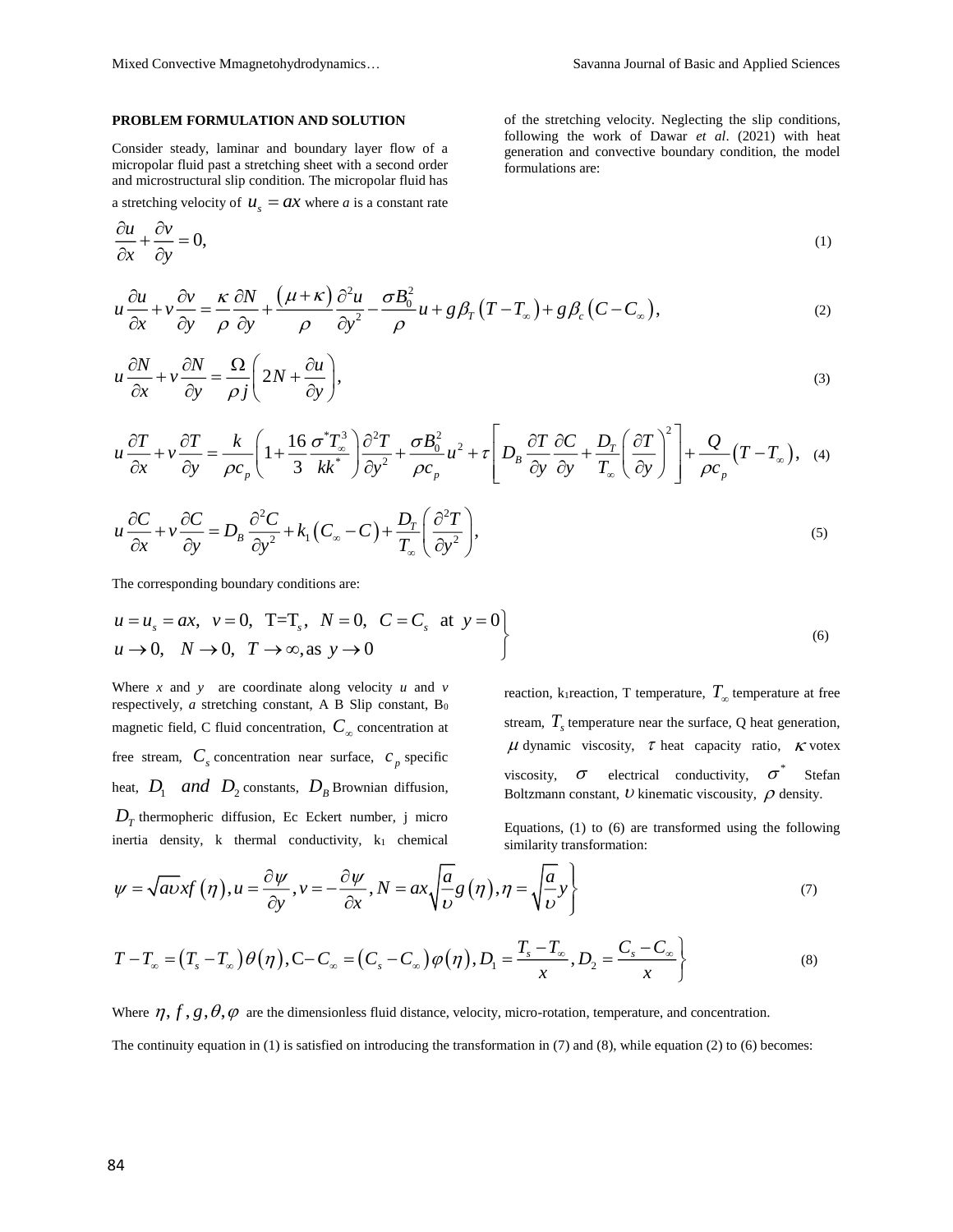## PROBLEM FORMULATION AND SOLUTION

Consider steady, laminar and boundary layer flow of a micropolar fluid past a stretching sheet with a second order and microstructural slip condition. The micropolar fluid has a stretching velocity of $u_s = ax$ where *a* is a constant rate of the stretching velocity. Neglecting the slip conditions, following the work of Dawar *et al*. (2021) with heat generation and convective boundary condition, the model formulations are:

$$\frac{\partial u}{\partial x} + \frac{\partial v}{\partial y} = 0, \tag{1}$$

$$u\frac{\partial u}{\partial x} + v\frac{\partial v}{\partial y} = \frac{\kappa}{\rho}\frac{\partial N}{\partial y} + \frac{(\mu+\kappa)}{\rho}\frac{\partial^2 u}{\partial y^2} - \frac{\sigma B_0^2}{\rho}u + g\beta_T\left(T - T_\infty\right) + g\beta_c\left(C - C_\infty\right), \tag{2}$$

$$u\frac{\partial N}{\partial x} + v\frac{\partial N}{\partial y} = \frac{\Omega}{\rho j}\left(2N + \frac{\partial u}{\partial y}\right), \tag{3}$$

$$u\frac{\partial T}{\partial x} + v\frac{\partial T}{\partial y} = \frac{k}{\rho c_p}\left(1 + \frac{16}{3}\frac{\sigma^* T_\infty^3}{kk^*}\right)\frac{\partial^2 T}{\partial y^2} + \frac{\sigma B_0^2}{\rho c_p}u^2 + \tau\left[D_B\frac{\partial T}{\partial y}\frac{\partial C}{\partial y} + \frac{D_T}{T_\infty}\left(\frac{\partial T}{\partial y}\right)^2\right] + \frac{Q}{\rho c_p}\left(T - T_\infty\right), \tag{4}$$

$$u\frac{\partial C}{\partial x} + v\frac{\partial C}{\partial y} = D_B\frac{\partial^2 C}{\partial y^2} + k_1\left(C_\infty - C\right) + \frac{D_T}{T_\infty}\left(\frac{\partial^2 T}{\partial y^2}\right), \tag{5}$$

The corresponding boundary conditions are:

$$\left.\begin{aligned} &u = u_s = ax,\ \ v = 0,\ \ T = T_s,\ \ N = 0,\ \ C = C_s \ \text{ at } \ y = 0 \\ &u \to 0,\ \ N \to 0,\ \ T \to \infty, \text{as } \ y \to 0 \end{aligned}\right\} \tag{6}$$

Where *x* and *y* are coordinate along velocity *u* and *v* respectively, *a* stretching constant, A B Slip constant, $B_0$ magnetic field, C fluid concentration, $C_\infty$ concentration at free stream, $C_s$ concentration near surface, $c_p$ specific heat, $D_1$ *and* $D_2$ constants, $D_B$ Brownian diffusion, $D_T$ thermopheric diffusion, Ec Eckert number, j micro inertia density, k thermal conductivity, $k_1$ chemical reaction, $k_1$reaction, T temperature, $T_\infty$ temperature at free stream, $T_s$ temperature near the surface, Q heat generation, $\mu$ dynamic viscosity, $\tau$ heat capacity ratio, $\kappa$ votex viscosity, $\sigma$ electrical conductivity, $\sigma^*$ Stefan Boltzmann constant, $\upsilon$ kinematic viscousity, $\rho$ density.

Equations, (1) to (6) are transformed using the following similarity transformation:

$$\left.\psi = \sqrt{a\upsilon}\,x f(\eta), u = \frac{\partial \psi}{\partial y}, v = -\frac{\partial \psi}{\partial x}, N = ax\sqrt{\frac{a}{\upsilon}}g(\eta), \eta = \sqrt{\frac{a}{\upsilon}}y\right\} \tag{7}$$

$$\left.T - T_\infty = \left(T_s - T_\infty\right)\theta(\eta), C - C_\infty = \left(C_s - C_\infty\right)\varphi(\eta), D_1 = \frac{T_s - T_\infty}{x}, D_2 = \frac{C_s - C_\infty}{x}\right\} \tag{8}$$

Where $\eta, f, g, \theta, \varphi$ are the dimensionless fluid distance, velocity, micro-rotation, temperature, and concentration.

The continuity equation in (1) is satisfied on introducing the transformation in (7) and (8), while equation (2) to (6) becomes: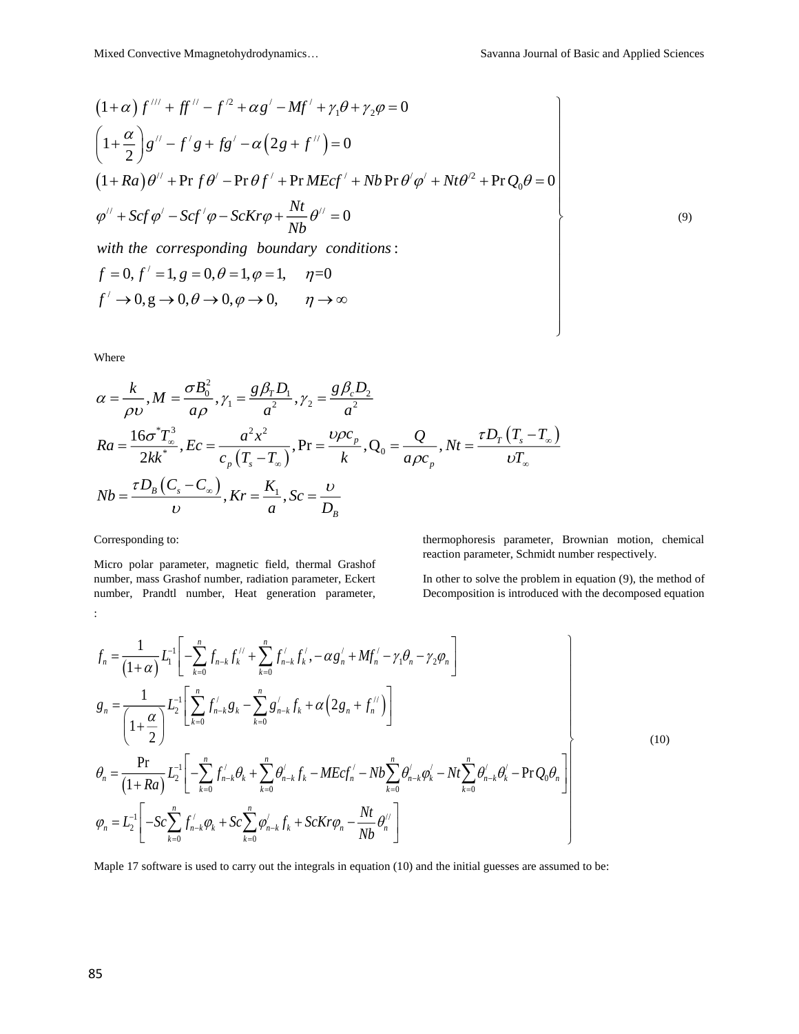$$
\left.\begin{array}{l}
(1+\alpha) f^{///} + ff^{//} - f^{/2} + \alpha g^{/} - Mf^{/} + \gamma_1\theta + \gamma_2\varphi = 0 \\
\left(1+\dfrac{\alpha}{2}\right) g^{//} - f^{/} g + fg^{/} - \alpha\left(2g + f^{//}\right) = 0 \\
(1+Ra)\theta^{//} + \Pr f\theta^{/} - \Pr\theta f^{/} + \Pr MEcf^{/} + Nb\Pr\theta^{/}\varphi^{/} + Nt\theta^{/2} + \Pr Q_0\theta = 0 \\
\varphi^{//} + Scf\varphi^{/} - Scf^{/}\varphi - ScKr\varphi + \dfrac{Nt}{Nb}\theta^{//} = 0 \\
\textit{with the corresponding boundary conditions:} \\
f = 0,\ f^{/} = 1,\ g = 0, \theta = 1, \varphi = 1, \quad \eta = 0 \\
f^{/} \to 0, g \to 0, \theta \to 0, \varphi \to 0, \quad \eta \to \infty
\end{array}\right\} \tag{9}
$$

Where

$$
\alpha = \frac{k}{\rho\upsilon}, M = \frac{\sigma B_0^2}{a\rho}, \gamma_1 = \frac{g\beta_T D_1}{a^2}, \gamma_2 = \frac{g\beta_c D_2}{a^2}
$$

$$
Ra = \frac{16\sigma^* T_\infty^3}{2kk^*}, Ec = \frac{a^2x^2}{c_p\left(T_s - T_\infty\right)}, \Pr = \frac{\upsilon\rho c_p}{k}, Q_0 = \frac{Q}{a\rho c_p}, Nt = \frac{\tau D_T\left(T_s - T_\infty\right)}{\upsilon T_\infty}
$$

$$
Nb = \frac{\tau D_B\left(C_s - C_\infty\right)}{\upsilon}, Kr = \frac{K_1}{a}, Sc = \frac{\upsilon}{D_B}
$$

Corresponding to:

Micro polar parameter, magnetic field, thermal Grashof number, mass Grashof number, radiation parameter, Eckert number, Prandtl number, Heat generation parameter, thermophoresis parameter, Brownian motion, chemical reaction parameter, Schmidt number respectively.

In other to solve the problem in equation (9), the method of Decomposition is introduced with the decomposed equation:

$$
\left.\begin{array}{l}
f_n = \dfrac{1}{(1+\alpha)} L_1^{-1}\left[ -\displaystyle\sum_{k=0}^{n} f_{n-k} f_k^{//} + \sum_{k=0}^{n} f_{n-k}^{/} f_k^{/}, -\alpha g_n^{/} + Mf_n^{/} - \gamma_1\theta_n - \gamma_2\varphi_n \right] \\
g_n = \dfrac{1}{\left(1+\dfrac{\alpha}{2}\right)} L_2^{-1}\left[ \displaystyle\sum_{k=0}^{n} f_{n-k}^{/} g_k - \sum_{k=0}^{n} g_{n-k}^{/} f_k + \alpha\left(2g_n + f_n^{//}\right) \right] \\
\theta_n = \dfrac{\Pr}{(1+Ra)} L_2^{-1}\left[ -\displaystyle\sum_{k=0}^{n} f_{n-k}^{/}\theta_k + \sum_{k=0}^{n} \theta_{n-k}^{/} f_k - MEcf_n^{/} - Nb\sum_{k=0}^{n} \theta_{n-k}^{/}\varphi_k^{/} - Nt\sum_{k=0}^{n} \theta_{n-k}^{/}\theta_k^{/} - \Pr Q_0\theta_n \right] \\
\varphi_n = L_2^{-1}\left[ -Sc\displaystyle\sum_{k=0}^{n} f_{n-k}^{/}\varphi_k + Sc\sum_{k=0}^{n} \varphi_{n-k}^{/} f_k + ScKr\varphi_n - \frac{Nt}{Nb}\theta_n^{//} \right]
\end{array}\right\} \tag{10}
$$

Maple 17 software is used to carry out the integrals in equation (10) and the initial guesses are assumed to be: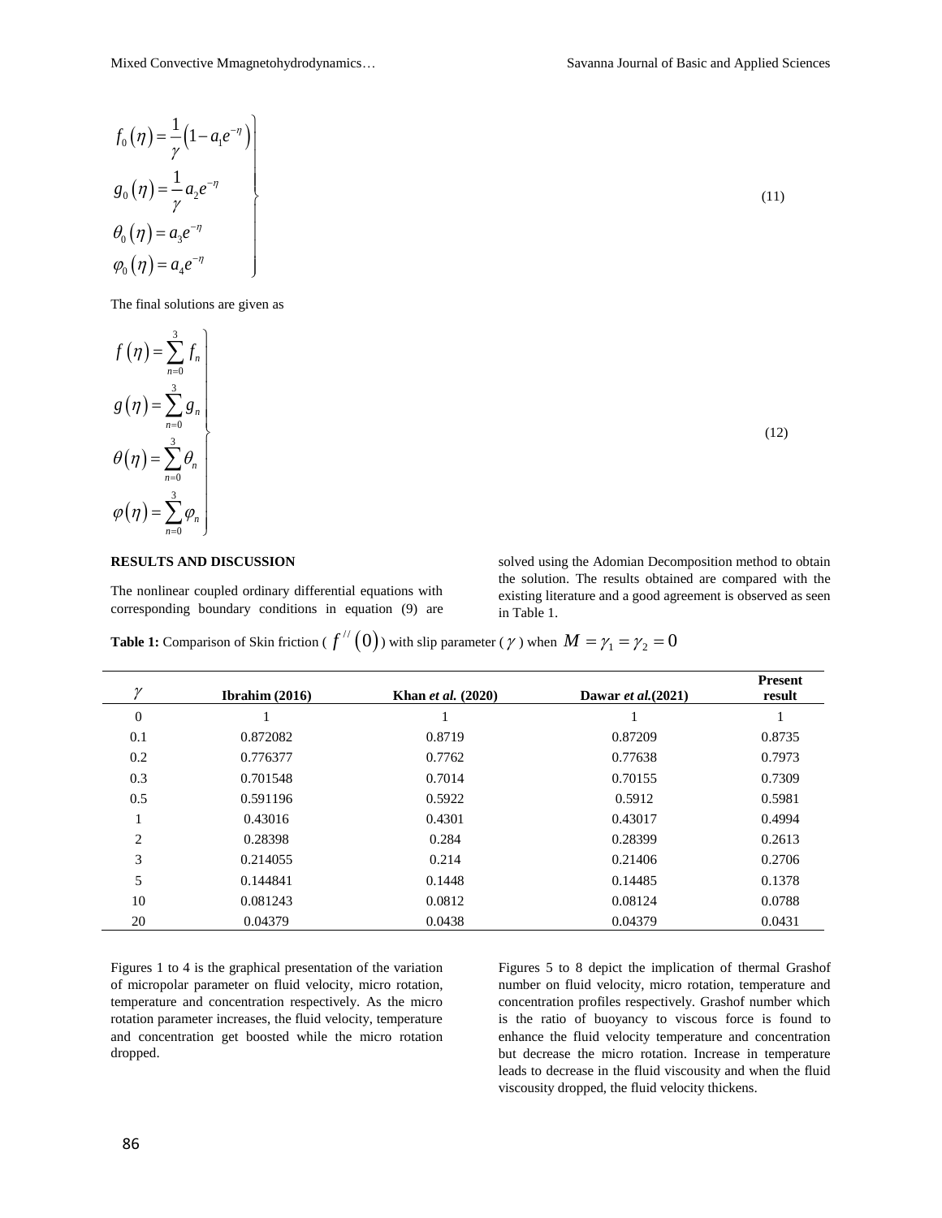$$
\left.\begin{aligned}
f_0(\eta) &= \frac{1}{\gamma}\left(1 - a_1 e^{-\eta}\right) \\
g_0(\eta) &= \frac{1}{\gamma} a_2 e^{-\eta} \\
\theta_0(\eta) &= a_3 e^{-\eta} \\
\varphi_0(\eta) &= a_4 e^{-\eta}
\end{aligned}\right\} \tag{11}
$$

The final solutions are given as

$$
\left.\begin{aligned}
f(\eta) &= \sum_{n=0}^{3} f_n \\
g(\eta) &= \sum_{n=0}^{3} g_n \\
\theta(\eta) &= \sum_{n=0}^{3} \theta_n \\
\varphi(\eta) &= \sum_{n=0}^{3} \varphi_n
\end{aligned}\right\} \tag{12}
$$

## RESULTS AND DISCUSSION

The nonlinear coupled ordinary differential equations with corresponding boundary conditions in equation (9) are solved using the Adomian Decomposition method to obtain the solution. The results obtained are compared with the existing literature and a good agreement is observed as seen in Table 1.

**Table 1:** Comparison of Skin friction ( $f''(0)$ ) with slip parameter ( $\gamma$ ) when $M = \gamma_1 = \gamma_2 = 0$

| $\gamma$ | **Ibrahim (2016)** | **Khan *et al.* (2020)** | **Dawar *et al.*(2021)** | **Present result** |
|---|---|---|---|---|
| 0 | 1 | 1 | 1 | 1 |
| 0.1 | 0.872082 | 0.8719 | 0.87209 | 0.8735 |
| 0.2 | 0.776377 | 0.7762 | 0.77638 | 0.7973 |
| 0.3 | 0.701548 | 0.7014 | 0.70155 | 0.7309 |
| 0.5 | 0.591196 | 0.5922 | 0.5912 | 0.5981 |
| 1 | 0.43016 | 0.4301 | 0.43017 | 0.4994 |
| 2 | 0.28398 | 0.284 | 0.28399 | 0.2613 |
| 3 | 0.214055 | 0.214 | 0.21406 | 0.2706 |
| 5 | 0.144841 | 0.1448 | 0.14485 | 0.1378 |
| 10 | 0.081243 | 0.0812 | 0.08124 | 0.0788 |
| 20 | 0.04379 | 0.0438 | 0.04379 | 0.0431 |

Figures 1 to 4 is the graphical presentation of the variation of micropolar parameter on fluid velocity, micro rotation, temperature and concentration respectively. As the micro rotation parameter increases, the fluid velocity, temperature and concentration get boosted while the micro rotation dropped.

Figures 5 to 8 depict the implication of thermal Grashof number on fluid velocity, micro rotation, temperature and concentration profiles respectively. Grashof number which is the ratio of buoyancy to viscous force is found to enhance the fluid velocity temperature and concentration but decrease the micro rotation. Increase in temperature leads to decrease in the fluid viscousity and when the fluid viscousity dropped, the fluid velocity thickens.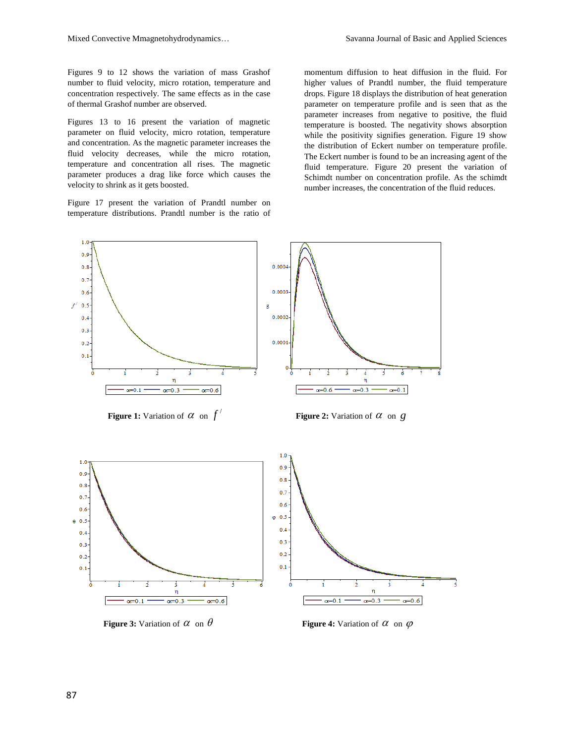Figures 9 to 12 shows the variation of mass Grashof number to fluid velocity, micro rotation, temperature and concentration respectively. The same effects as in the case of thermal Grashof number are observed.

Figures 13 to 16 present the variation of magnetic parameter on fluid velocity, micro rotation, temperature and concentration. As the magnetic parameter increases the fluid velocity decreases, while the micro rotation, temperature and concentration all rises. The magnetic parameter produces a drag like force which causes the velocity to shrink as it gets boosted.

Figure 17 present the variation of Prandtl number on temperature distributions. Prandtl number is the ratio of momentum diffusion to heat diffusion in the fluid. For higher values of Prandtl number, the fluid temperature drops. Figure 18 displays the distribution of heat generation parameter on temperature profile and is seen that as the parameter increases from negative to positive, the fluid temperature is boosted. The negativity shows absorption while the positivity signifies generation. Figure 19 show the distribution of Eckert number on temperature profile. The Eckert number is found to be an increasing agent of the fluid temperature. Figure 20 present the variation of Schimdt number on concentration profile. As the schimdt number increases, the concentration of the fluid reduces.

**Figure 1:** Variation of $\alpha$ on $f'$

**Figure 2:** Variation of $\alpha$ on $g$

**Figure 3:** Variation of $\alpha$ on $\theta$

**Figure 4:** Variation of $\alpha$ on $\varphi$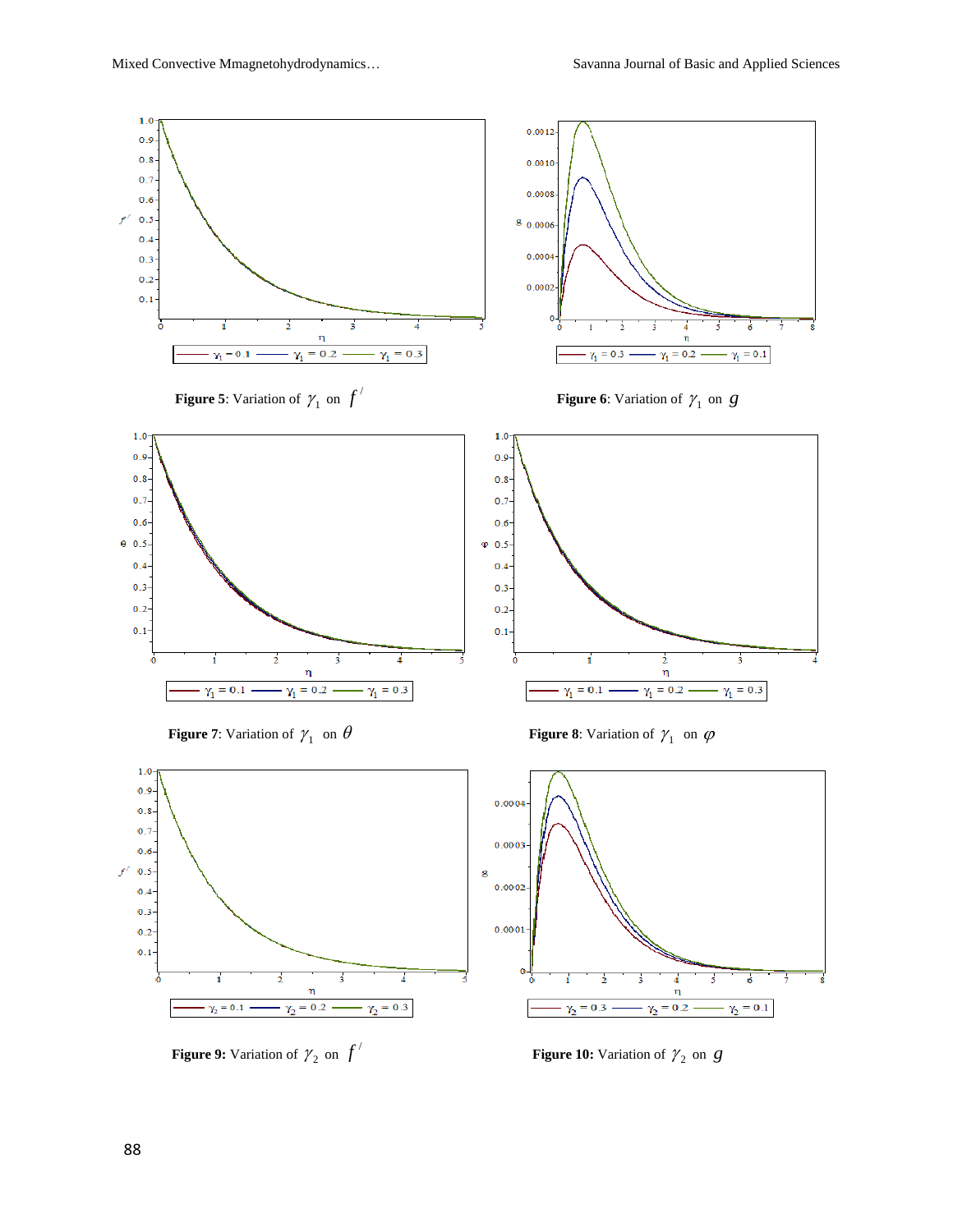**Figure 5**: Variation of $\gamma_1$ on $f^{/}$

**Figure 6**: Variation of $\gamma_1$ on $g$

**Figure 7**: Variation of $\gamma_1$ on $\theta$

**Figure 8**: Variation of $\gamma_1$ on $\varphi$

**Figure 9:** Variation of $\gamma_2$ on $f^{/}$

**Figure 10:** Variation of $\gamma_2$ on $g$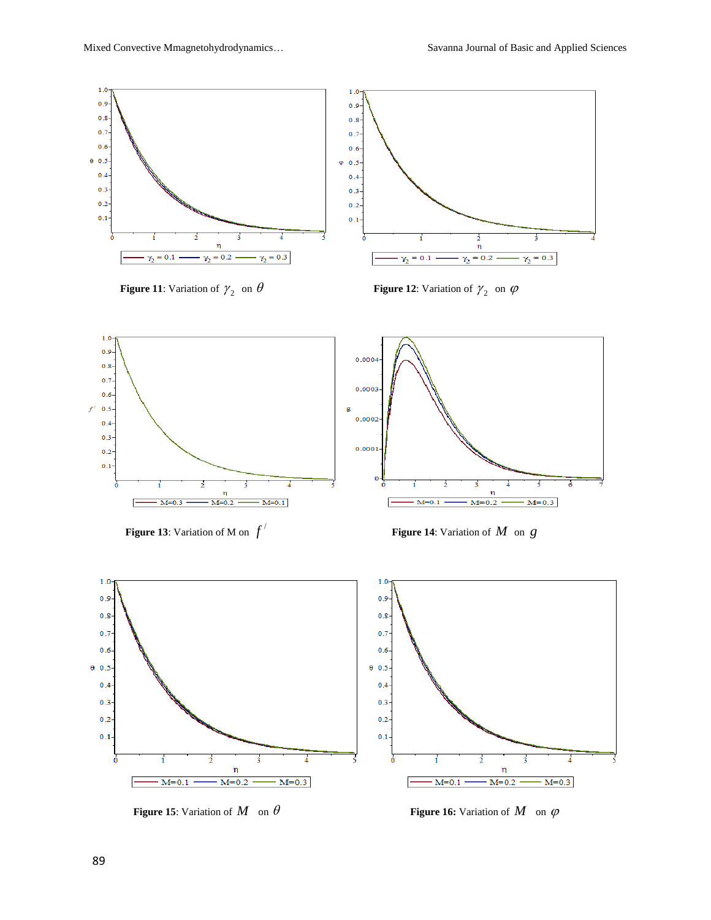**Figure 11**: Variation of $\gamma_2$ on $\theta$

**Figure 12**: Variation of $\gamma_2$ on $\varphi$

**Figure 13**: Variation of M on $f^{/}$

**Figure 14**: Variation of $M$ on $g$

**Figure 15**: Variation of $M$ on $\theta$

**Figure 16:** Variation of $M$ on $\varphi$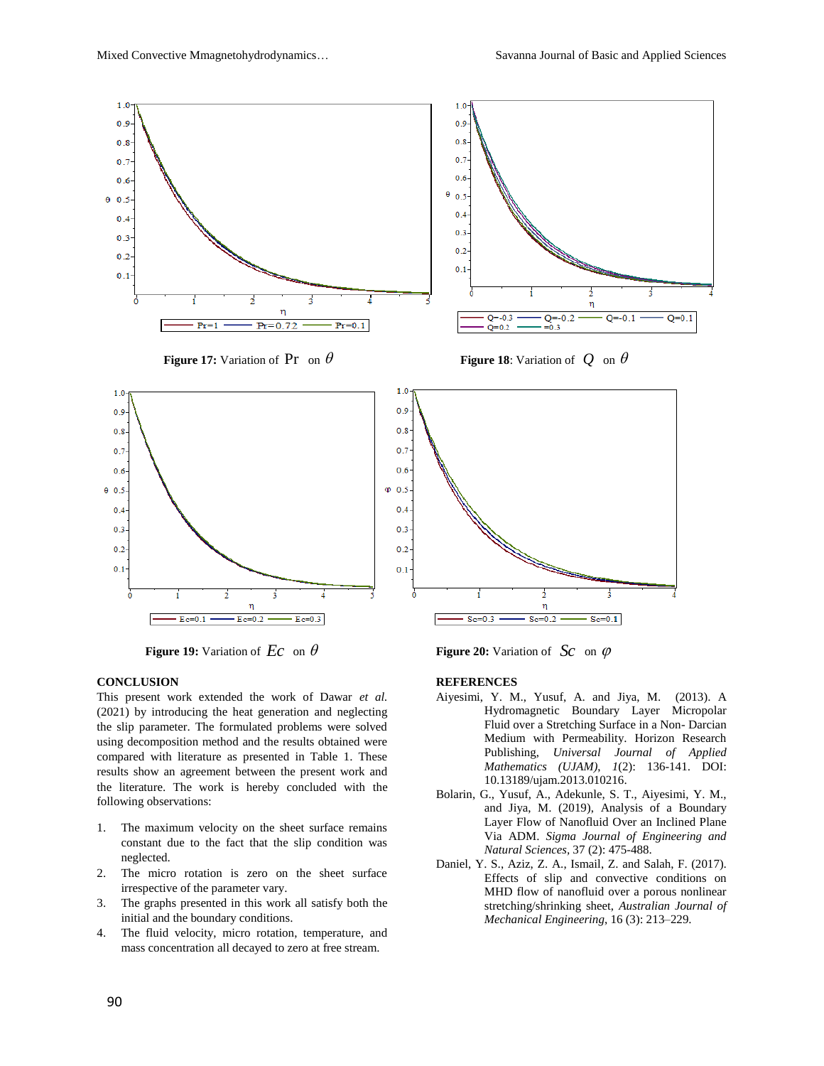**Figure 17:** Variation of $\Pr$ on $\theta$

**Figure 18**: Variation of $Q$ on $\theta$

**Figure 19:** Variation of $Ec$ on $\theta$

**Figure 20:** Variation of $Sc$ on $\varphi$

## CONCLUSION

This present work extended the work of Dawar *et al.* (2021) by introducing the heat generation and neglecting the slip parameter. The formulated problems were solved using decomposition method and the results obtained were compared with literature as presented in Table 1. These results show an agreement between the present work and the literature. The work is hereby concluded with the following observations:

1. The maximum velocity on the sheet surface remains constant due to the fact that the slip condition was neglected.
2. The micro rotation is zero on the sheet surface irrespective of the parameter vary.
3. The graphs presented in this work all satisfy both the initial and the boundary conditions.
4. The fluid velocity, micro rotation, temperature, and mass concentration all decayed to zero at free stream.

## REFERENCES

Aiyesimi, Y. M., Yusuf, A. and Jiya, M. (2013). A Hydromagnetic Boundary Layer Micropolar Fluid over a Stretching Surface in a Non- Darcian Medium with Permeability. Horizon Research Publishing, *Universal Journal of Applied Mathematics (UJAM)*, *1*(2): 136-141. DOI: 10.13189/ujam.2013.010216.

Bolarin, G., Yusuf, A., Adekunle, S. T., Aiyesimi, Y. M., and Jiya, M. (2019), Analysis of a Boundary Layer Flow of Nanofluid Over an Inclined Plane Via ADM. *Sigma Journal of Engineering and Natural Sciences*, 37 (2): 475-488.

Daniel, Y. S., Aziz, Z. A., Ismail, Z. and Salah, F. (2017). Effects of slip and convective conditions on MHD flow of nanofluid over a porous nonlinear stretching/shrinking sheet, *Australian Journal of Mechanical Engineering*, 16 (3): 213–229.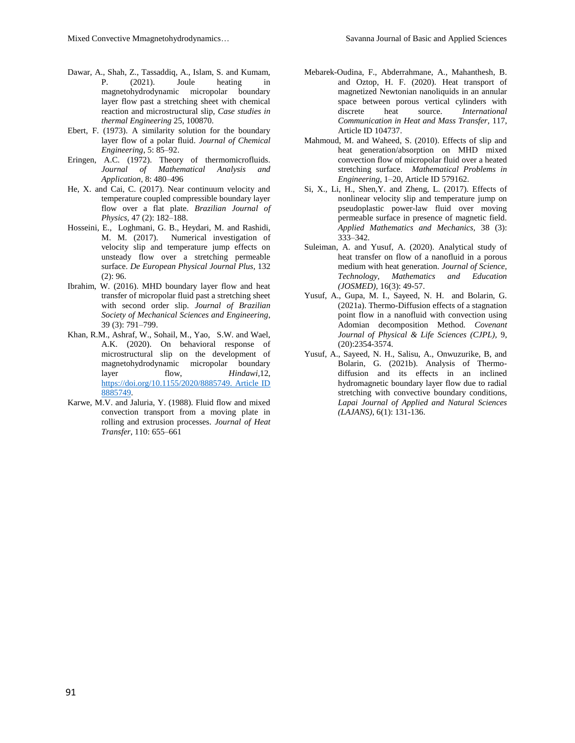Dawar, A., Shah, Z., Tassaddiq, A., Islam, S. and Kumam, P. (2021). Joule heating in magnetohydrodynamic micropolar boundary layer flow past a stretching sheet with chemical reaction and microstructural slip, *Case studies in thermal Engineering* 25, 100870.

Ebert, F. (1973). A similarity solution for the boundary layer flow of a polar fluid. *Journal of Chemical Engineering*, 5: 85–92.

Eringen, A.C. (1972). Theory of thermomicrofluids. *Journal of Mathematical Analysis and Application*, 8: 480–496

He, X. and Cai, C. (2017). Near continuum velocity and temperature coupled compressible boundary layer flow over a flat plate. *Brazilian Journal of Physics,* 47 (2): 182–188.

Hosseini, E., Loghmani, G. B., Heydari, M. and Rashidi, M. M. (2017). Numerical investigation of velocity slip and temperature jump effects on unsteady flow over a stretching permeable surface. *De European Physical Journal Plus*, 132 (2): 96.

Ibrahim, W. (2016). MHD boundary layer flow and heat transfer of micropolar fluid past a stretching sheet with second order slip. *Journal of Brazilian Society of Mechanical Sciences and Engineering*, 39 (3): 791–799.

Khan, R.M., Ashraf, W., Sohail, M., Yao, S.W. and Wael, A.K. (2020). On behavioral response of microstructural slip on the development of magnetohydrodynamic micropolar boundary layer flow, *Hindawi*,12, https://doi.org/10.1155/2020/8885749. Article ID 8885749.

Karwe, M.V. and Jaluria, Y. (1988). Fluid flow and mixed convection transport from a moving plate in rolling and extrusion processes. *Journal of Heat Transfer*, 110: 655–661

Mebarek-Oudina, F., Abderrahmane, A., Mahanthesh, B. and Oztop, H. F. (2020). Heat transport of magnetized Newtonian nanoliquids in an annular space between porous vertical cylinders with discrete heat source. *International Communication in Heat and Mass Transfer,* 117, Article ID 104737.

Mahmoud, M. and Waheed, S. (2010). Effects of slip and heat generation/absorption on MHD mixed convection flow of micropolar fluid over a heated stretching surface. *Mathematical Problems in Engineering*, 1–20, Article ID 579162.

Si, X., Li, H., Shen,Y. and Zheng, L. (2017). Effects of nonlinear velocity slip and temperature jump on pseudoplastic power-law fluid over moving permeable surface in presence of magnetic field. *Applied Mathematics and Mechanics*, 38 (3): 333–342.

Suleiman, A. and Yusuf, A. (2020). Analytical study of heat transfer on flow of a nanofluid in a porous medium with heat generation. *Journal of Science, Technology, Mathematics and Education (JOSMED)*, 16(3): 49-57.

Yusuf, A., Gupa, M. I., Sayeed, N. H. and Bolarin, G. (2021a). Thermo-Diffusion effects of a stagnation point flow in a nanofluid with convection using Adomian decomposition Method. *Covenant Journal of Physical & Life Sciences (CJPL),* 9, (20):2354-3574.

Yusuf, A., Sayeed, N. H., Salisu, A., Onwuzurike, B, and Bolarin, G. (2021b). Analysis of Thermo-diffusion and its effects in an inclined hydromagnetic boundary layer flow due to radial stretching with convective boundary conditions, *Lapai Journal of Applied and Natural Sciences (LAJANS)*, 6(1): 131-136.